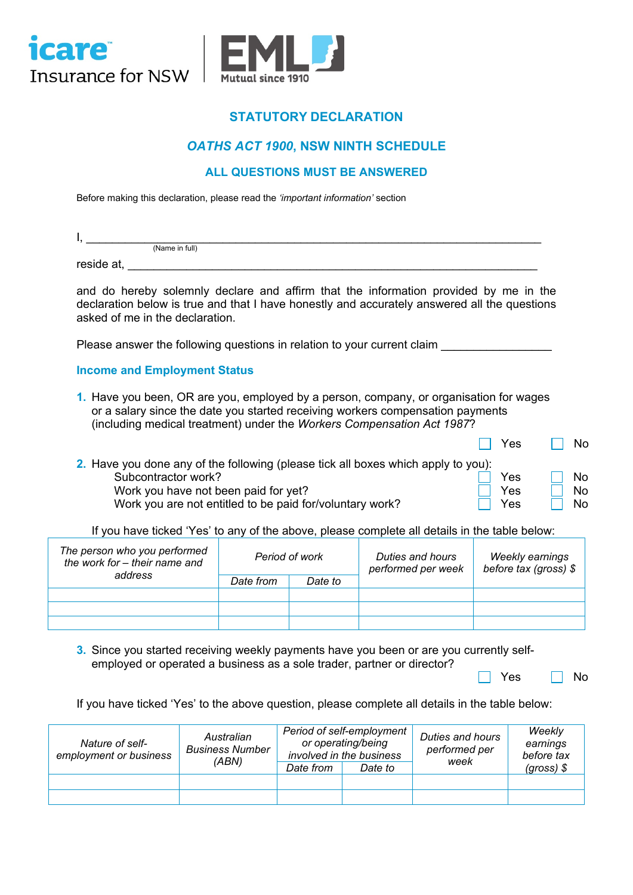icare Insurance for NSW | EML Mutual since 1910

# STATUTORY DECLARATION

## *OATHS ACT 1900*, NSW NINTH SCHEDULE

## ALL QUESTIONS MUST BE ANSWERED

Before making this declaration, please read the *'important information'* section

I, ______________________________________________________________
(Name in full)

reside at, ______________________________________________________

and do hereby solemnly declare and affirm that the information provided by me in the declaration below is true and that I have honestly and accurately answered all the questions asked of me in the declaration.

Please answer the following questions in relation to your current claim ________________

### Income and Employment Status

**1.** Have you been, OR are you, employed by a person, company, or organisation for wages or a salary since the date you started receiving workers compensation payments (including medical treatment) under the *Workers Compensation Act 1987*?

☐ Yes ☐ No

**2.** Have you done any of the following (please tick all boxes which apply to you):

- Subcontractor work? ☐ Yes ☐ No
- Work you have not been paid for yet? ☐ Yes ☐ No
- Work you are not entitled to be paid for/voluntary work? ☐ Yes ☐ No

If you have ticked 'Yes' to any of the above, please complete all details in the table below:

| *The person who you performed the work for – their name and address* | *Period of work* | | *Duties and hours performed per week* | *Weekly earnings before tax (gross) $* |
|---|---|---|---|---|
| | *Date from* | *Date to* | | |
| | | | | |
| | | | | |
| | | | | |

**3.** Since you started receiving weekly payments have you been or are you currently self-employed or operated a business as a sole trader, partner or director?

☐ Yes ☐ No

If you have ticked 'Yes' to the above question, please complete all details in the table below:

| *Nature of self-employment or business* | *Australian Business Number (ABN)* | *Period of self-employment or operating/being involved in the business* | | *Duties and hours performed per week* | *Weekly earnings before tax (gross) $* |
|---|---|---|---|---|---|
| | | *Date from* | *Date to* | | |
| | | | | | |
| | | | | | |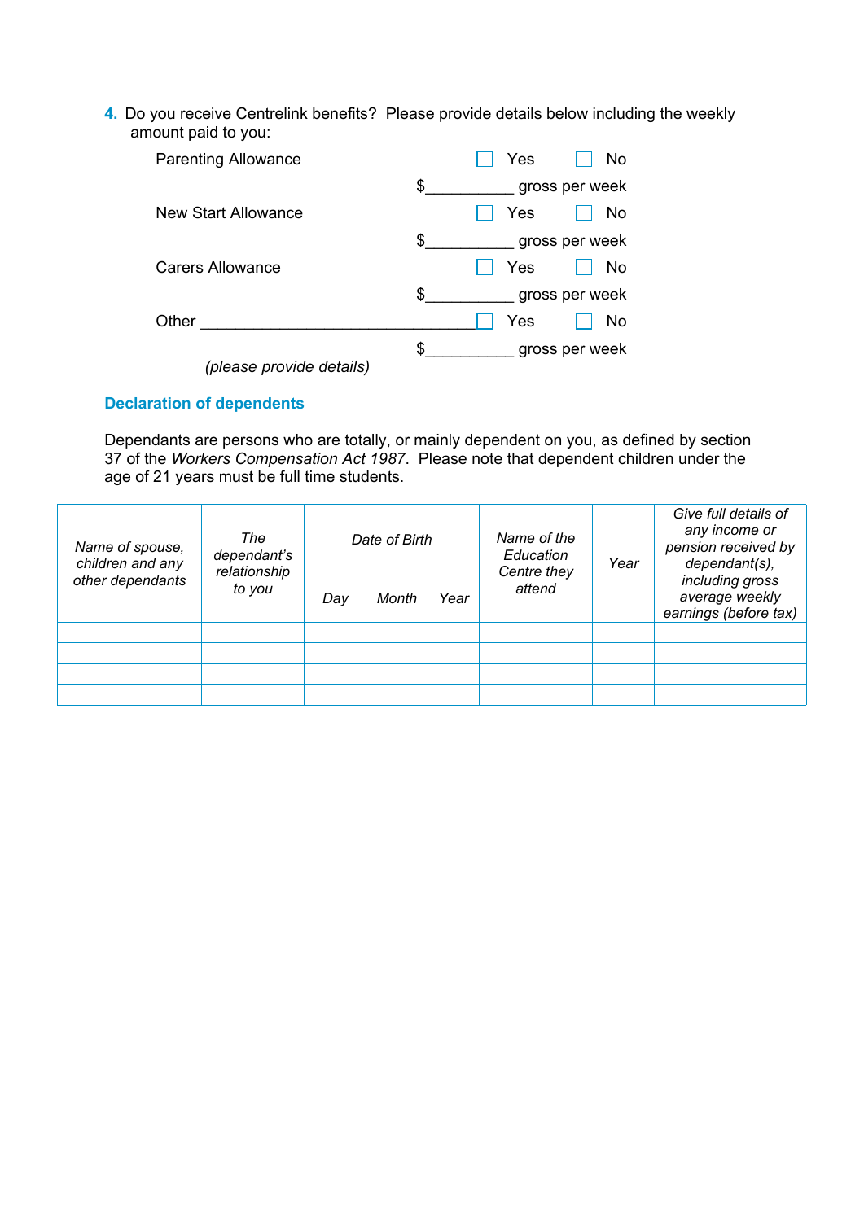4. Do you receive Centrelink benefits? Please provide details below including the weekly amount paid to you:

Parenting Allowance ☐ Yes ☐ No

$__________ gross per week

New Start Allowance ☐ Yes ☐ No

$__________ gross per week

Carers Allowance ☐ Yes ☐ No

$__________ gross per week

Other ______________________________ ☐ Yes ☐ No

*(please provide details)* $__________ gross per week

### Declaration of dependents

Dependants are persons who are totally, or mainly dependent on you, as defined by section 37 of the *Workers Compensation Act 1987*. Please note that dependent children under the age of 21 years must be full time students.

| *Name of spouse, children and any other dependants* | *The dependant's relationship to you* | *Date of Birth* | | | *Name of the Education Centre they attend* | *Year* | *Give full details of any income or pension received by dependant(s), including gross average weekly earnings (before tax)* |
|---|---|---|---|---|---|---|---|
| | | *Day* | *Month* | *Year* | | | |
| | | | | | | | |
| | | | | | | | |
| | | | | | | | |
| | | | | | | | |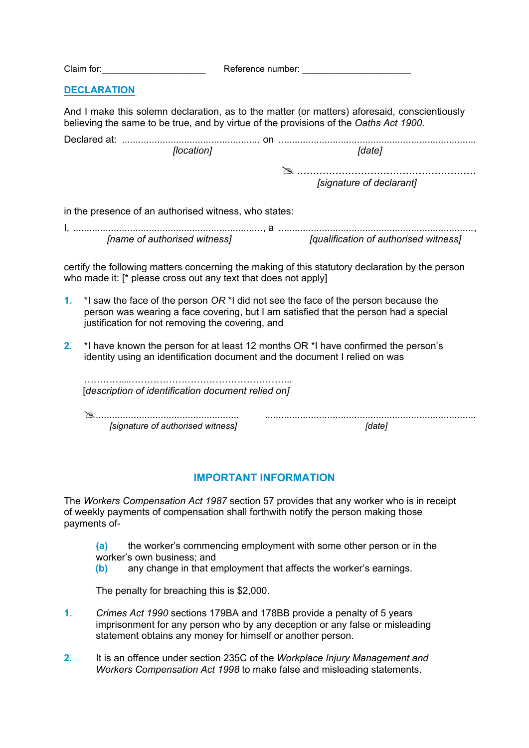Claim for:_____________________ Reference number: ______________________

## DECLARATION

And I make this solemn declaration, as to the matter (or matters) aforesaid, conscientiously believing the same to be true, and by virtue of the provisions of the *Oaths Act 1900*.

Declared at: .................................................. on ........................................................................
*[location]* *[date]*

✍ ........................................................
*[signature of declarant]*

in the presence of an authorised witness, who states:

I, ....................................................................., a .......................................................................,
*[name of authorised witness]* *[qualification of authorised witness]*

certify the following matters concerning the making of this statutory declaration by the person who made it: [* please cross out any text that does not apply]

1. *I saw the face of the person *OR* *I did not see the face of the person because the person was wearing a face covering, but I am satisfied that the person had a special justification for not removing the covering, and

2. *I have known the person for at least 12 months OR *I have confirmed the person's identity using an identification document and the document I relied on was

   …………...……………………………………………..
   [*description of identification document relied on]*

   ✍.................................................... .............................................................................
   *[signature of authorised witness]* *[date]*

## IMPORTANT INFORMATION

The *Workers Compensation Act 1987* section 57 provides that any worker who is in receipt of weekly payments of compensation shall forthwith notify the person making those payments of-

**(a)** the worker's commencing employment with some other person or in the worker's own business; and
**(b)** any change in that employment that affects the worker's earnings.

The penalty for breaching this is $2,000.

1. *Crimes Act 1990* sections 179BA and 178BB provide a penalty of 5 years imprisonment for any person who by any deception or any false or misleading statement obtains any money for himself or another person.

2. It is an offence under section 235C of the *Workplace Injury Management and Workers Compensation Act 1998* to make false and misleading statements.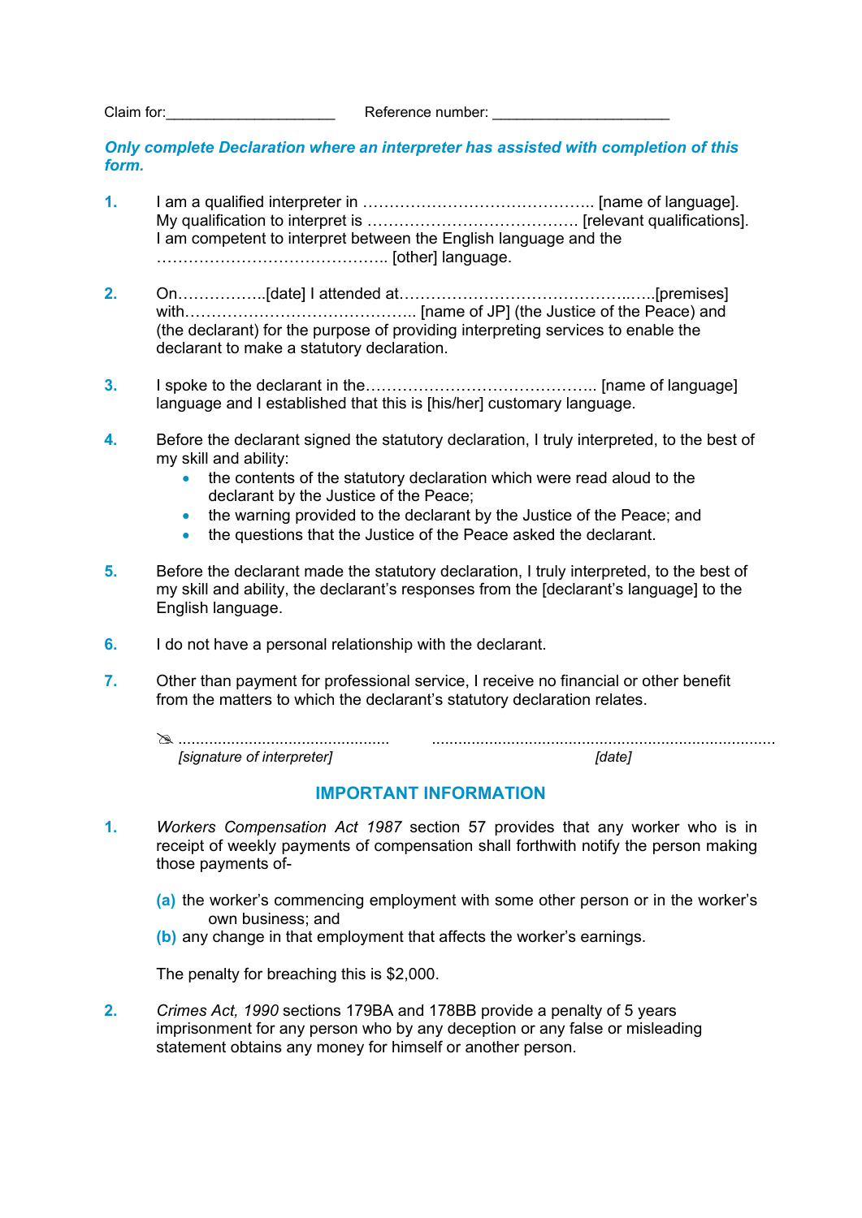Claim for:____________________ Reference number: ____________________

***Only complete Declaration where an interpreter has assisted with completion of this form.***

1. I am a qualified interpreter in …………………………………….. [name of language]. My qualification to interpret is ………………………………… [relevant qualifications]. I am competent to interpret between the English language and the …………………………………….. [other] language.

2. On……………..[date] I attended at……………………………………..…..[premises] with…………………………………….. [name of JP] (the Justice of the Peace) and (the declarant) for the purpose of providing interpreting services to enable the declarant to make a statutory declaration.

3. I spoke to the declarant in the…………………………………….. [name of language] language and I established that this is [his/her] customary language.

4. Before the declarant signed the statutory declaration, I truly interpreted, to the best of my skill and ability:
   - the contents of the statutory declaration which were read aloud to the declarant by the Justice of the Peace;
   - the warning provided to the declarant by the Justice of the Peace; and
   - the questions that the Justice of the Peace asked the declarant.

5. Before the declarant made the statutory declaration, I truly interpreted, to the best of my skill and ability, the declarant's responses from the [declarant's language] to the English language.

6. I do not have a personal relationship with the declarant.

7. Other than payment for professional service, I receive no financial or other benefit from the matters to which the declarant's statutory declaration relates.

✍ ............................................... ..............................................................................
*[signature of interpreter]* *[date]*

## IMPORTANT INFORMATION

1. *Workers Compensation Act 1987* section 57 provides that any worker who is in receipt of weekly payments of compensation shall forthwith notify the person making those payments of-

   **(a)** the worker's commencing employment with some other person or in the worker's own business; and
   **(b)** any change in that employment that affects the worker's earnings.

   The penalty for breaching this is $2,000.

2. *Crimes Act, 1990* sections 179BA and 178BB provide a penalty of 5 years imprisonment for any person who by any deception or any false or misleading statement obtains any money for himself or another person.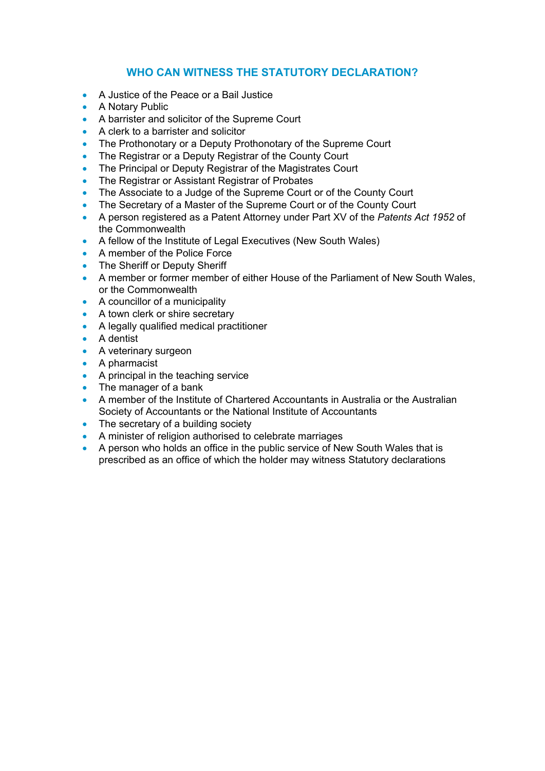### WHO CAN WITNESS THE STATUTORY DECLARATION?

- A Justice of the Peace or a Bail Justice
- A Notary Public
- A barrister and solicitor of the Supreme Court
- A clerk to a barrister and solicitor
- The Prothonotary or a Deputy Prothonotary of the Supreme Court
- The Registrar or a Deputy Registrar of the County Court
- The Principal or Deputy Registrar of the Magistrates Court
- The Registrar or Assistant Registrar of Probates
- The Associate to a Judge of the Supreme Court or of the County Court
- The Secretary of a Master of the Supreme Court or of the County Court
- A person registered as a Patent Attorney under Part XV of the *Patents Act 1952* of the Commonwealth
- A fellow of the Institute of Legal Executives (New South Wales)
- A member of the Police Force
- The Sheriff or Deputy Sheriff
- A member or former member of either House of the Parliament of New South Wales, or the Commonwealth
- A councillor of a municipality
- A town clerk or shire secretary
- A legally qualified medical practitioner
- A dentist
- A veterinary surgeon
- A pharmacist
- A principal in the teaching service
- The manager of a bank
- A member of the Institute of Chartered Accountants in Australia or the Australian Society of Accountants or the National Institute of Accountants
- The secretary of a building society
- A minister of religion authorised to celebrate marriages
- A person who holds an office in the public service of New South Wales that is prescribed as an office of which the holder may witness Statutory declarations